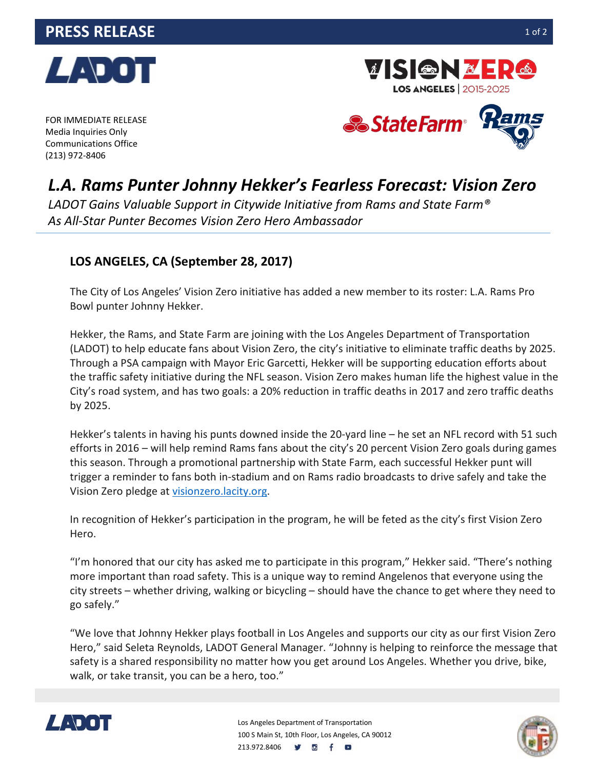# PRESS RELEASE

FOR IMMEDIATE RELEASE
Media Inquiries Only
Communications Office
(213) 972-8406

# *L.A. Rams Punter Johnny Hekker's Fearless Forecast: Vision Zero*

*LADOT Gains Valuable Support in Citywide Initiative from Rams and State Farm®*
*As All-Star Punter Becomes Vision Zero Hero Ambassador*

**LOS ANGELES, CA (September 28, 2017)**

The City of Los Angeles' Vision Zero initiative has added a new member to its roster: L.A. Rams Pro Bowl punter Johnny Hekker.

Hekker, the Rams, and State Farm are joining with the Los Angeles Department of Transportation (LADOT) to help educate fans about Vision Zero, the city's initiative to eliminate traffic deaths by 2025. Through a PSA campaign with Mayor Eric Garcetti, Hekker will be supporting education efforts about the traffic safety initiative during the NFL season. Vision Zero makes human life the highest value in the City's road system, and has two goals: a 20% reduction in traffic deaths in 2017 and zero traffic deaths by 2025.

Hekker's talents in having his punts downed inside the 20-yard line – he set an NFL record with 51 such efforts in 2016 – will help remind Rams fans about the city's 20 percent Vision Zero goals during games this season. Through a promotional partnership with State Farm, each successful Hekker punt will trigger a reminder to fans both in-stadium and on Rams radio broadcasts to drive safely and take the Vision Zero pledge at [visionzero.lacity.org](http://visionzero.lacity.org).

In recognition of Hekker's participation in the program, he will be feted as the city's first Vision Zero Hero.

"I'm honored that our city has asked me to participate in this program," Hekker said. "There's nothing more important than road safety. This is a unique way to remind Angelenos that everyone using the city streets – whether driving, walking or bicycling – should have the chance to get where they need to go safely."

"We love that Johnny Hekker plays football in Los Angeles and supports our city as our first Vision Zero Hero," said Seleta Reynolds, LADOT General Manager. "Johnny is helping to reinforce the message that safety is a shared responsibility no matter how you get around Los Angeles. Whether you drive, bike, walk, or take transit, you can be a hero, too."

Los Angeles Department of Transportation
100 S Main St, 10th Floor, Los Angeles, CA 90012
213.972.8406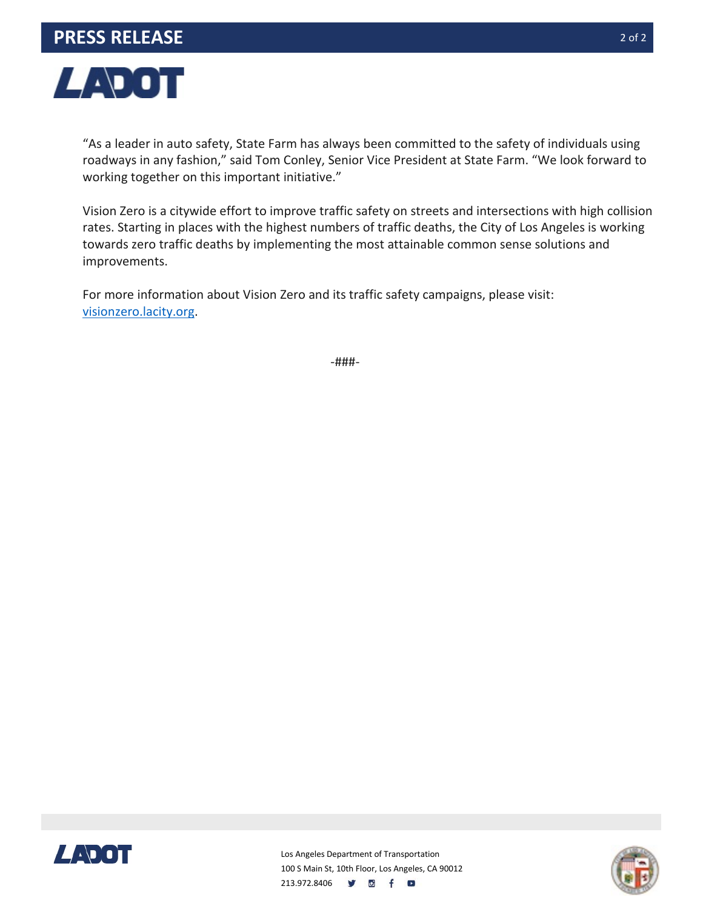"As a leader in auto safety, State Farm has always been committed to the safety of individuals using roadways in any fashion," said Tom Conley, Senior Vice President at State Farm. "We look forward to working together on this important initiative."

Vision Zero is a citywide effort to improve traffic safety on streets and intersections with high collision rates. Starting in places with the highest numbers of traffic deaths, the City of Los Angeles is working towards zero traffic deaths by implementing the most attainable common sense solutions and improvements.

For more information about Vision Zero and its traffic safety campaigns, please visit: [visionzero.lacity.org](http://visionzero.lacity.org).

-###-